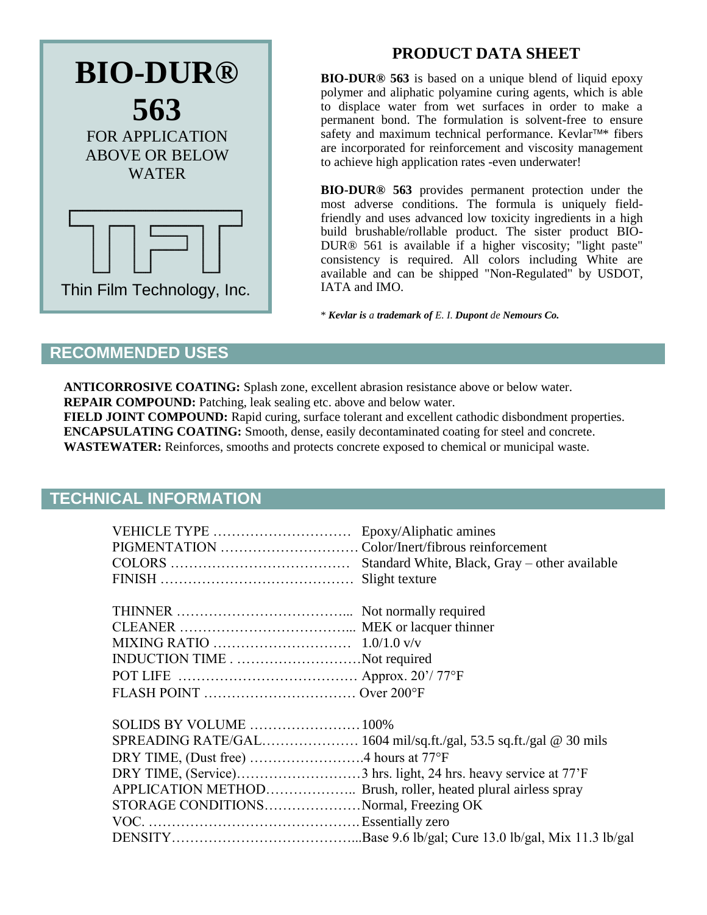# BIO-DUR® 563

FOR APPLICATION ABOVE OR BELOW WATER

Thin Film Technology, Inc.

## PRODUCT DATA SHEET

**BIO-DUR® 563** is based on a unique blend of liquid epoxy polymer and aliphatic polyamine curing agents, which is able to displace water from wet surfaces in order to make a permanent bond. The formulation is solvent-free to ensure safety and maximum technical performance. Kevlar™* fibers are incorporated for reinforcement and viscosity management to achieve high application rates -even underwater!

**BIO-DUR® 563** provides permanent protection under the most adverse conditions. The formula is uniquely field-friendly and uses advanced low toxicity ingredients in a high build brushable/rollable product. The sister product BIO-DUR® 561 is available if a higher viscosity; "light paste" consistency is required. All colors including White are available and can be shipped "Non-Regulated" by USDOT, IATA and IMO.

*\* **Kevlar is** a **trademark of** E. I. **Dupont** de **Nemours Co.***

## RECOMMENDED USES

**ANTICORROSIVE COATING:** Splash zone, excellent abrasion resistance above or below water.
**REPAIR COMPOUND:** Patching, leak sealing etc. above and below water.
**FIELD JOINT COMPOUND:** Rapid curing, surface tolerant and excellent cathodic disbondment properties.
**ENCAPSULATING COATING:** Smooth, dense, easily decontaminated coating for steel and concrete.
**WASTEWATER:** Reinforces, smooths and protects concrete exposed to chemical or municipal waste.

## TECHNICAL INFORMATION

| | |
|---|---|
| VEHICLE TYPE | Epoxy/Aliphatic amines |
| PIGMENTATION | Color/Inert/fibrous reinforcement |
| COLORS | Standard White, Black, Gray – other available |
| FINISH | Slight texture |
| THINNER | Not normally required |
| CLEANER | MEK or lacquer thinner |
| MIXING RATIO | 1.0/1.0 v/v |
| INDUCTION TIME | Not required |
| POT LIFE | Approx. 20'/ 77°F |
| FLASH POINT | Over 200°F |
| SOLIDS BY VOLUME | 100% |
| SPREADING RATE/GAL. | 1604 mil/sq.ft./gal, 53.5 sq.ft./gal @ 30 mils |
| DRY TIME, (Dust free) | 4 hours at 77°F |
| DRY TIME, (Service) | 3 hrs. light, 24 hrs. heavy service at 77'F |
| APPLICATION METHOD | Brush, roller, heated plural airless spray |
| STORAGE CONDITIONS | Normal, Freezing OK |
| VOC. | Essentially zero |
| DENSITY | Base 9.6 lb/gal; Cure 13.0 lb/gal, Mix 11.3 lb/gal |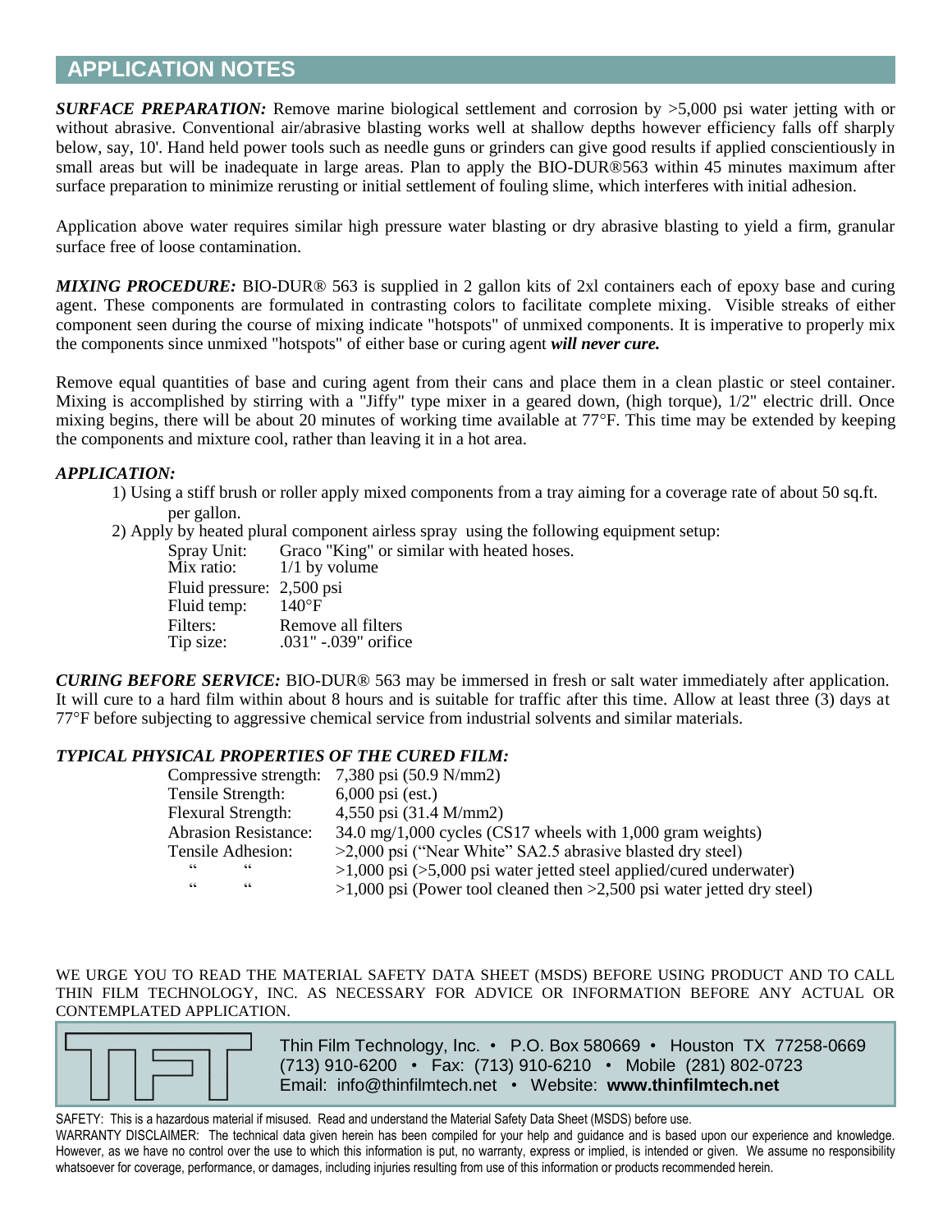## APPLICATION NOTES

***SURFACE PREPARATION:*** Remove marine biological settlement and corrosion by >5,000 psi water jetting with or without abrasive. Conventional air/abrasive blasting works well at shallow depths however efficiency falls off sharply below, say, 10'. Hand held power tools such as needle guns or grinders can give good results if applied conscientiously in small areas but will be inadequate in large areas. Plan to apply the BIO-DUR®563 within 45 minutes maximum after surface preparation to minimize rerusting or initial settlement of fouling slime, which interferes with initial adhesion.

Application above water requires similar high pressure water blasting or dry abrasive blasting to yield a firm, granular surface free of loose contamination.

***MIXING PROCEDURE:*** BIO-DUR® 563 is supplied in 2 gallon kits of 2xl containers each of epoxy base and curing agent. These components are formulated in contrasting colors to facilitate complete mixing. Visible streaks of either component seen during the course of mixing indicate "hotspots" of unmixed components. It is imperative to properly mix the components since unmixed "hotspots" of either base or curing agent ***will never cure.***

Remove equal quantities of base and curing agent from their cans and place them in a clean plastic or steel container. Mixing is accomplished by stirring with a "Jiffy" type mixer in a geared down, (high torque), 1/2" electric drill. Once mixing begins, there will be about 20 minutes of working time available at 77°F. This time may be extended by keeping the components and mixture cool, rather than leaving it in a hot area.

***APPLICATION:***

1) Using a stiff brush or roller apply mixed components from a tray aiming for a coverage rate of about 50 sq.ft. per gallon.
2) Apply by heated plural component airless spray using the following equipment setup:

| | |
|---|---|
| Spray Unit: | Graco "King" or similar with heated hoses. |
| Mix ratio: | 1/1 by volume |
| Fluid pressure: | 2,500 psi |
| Fluid temp: | 140°F |
| Filters: | Remove all filters |
| Tip size: | .031" -.039" orifice |

***CURING BEFORE SERVICE:*** BIO-DUR® 563 may be immersed in fresh or salt water immediately after application. It will cure to a hard film within about 8 hours and is suitable for traffic after this time. Allow at least three (3) days at 77°F before subjecting to aggressive chemical service from industrial solvents and similar materials.

***TYPICAL PHYSICAL PROPERTIES OF THE CURED FILM:***

| | |
|---|---|
| Compressive strength: | 7,380 psi (50.9 N/mm2) |
| Tensile Strength: | 6,000 psi (est.) |
| Flexural Strength: | 4,550 psi (31.4 M/mm2) |
| Abrasion Resistance: | 34.0 mg/1,000 cycles (CS17 wheels with 1,000 gram weights) |
| Tensile Adhesion: | >2,000 psi ("Near White" SA2.5 abrasive blasted dry steel) |
| " " | >1,000 psi (>5,000 psi water jetted steel applied/cured underwater) |
| " " | >1,000 psi (Power tool cleaned then >2,500 psi water jetted dry steel) |

WE URGE YOU TO READ THE MATERIAL SAFETY DATA SHEET (MSDS) BEFORE USING PRODUCT AND TO CALL THIN FILM TECHNOLOGY, INC. AS NECESSARY FOR ADVICE OR INFORMATION BEFORE ANY ACTUAL OR CONTEMPLATED APPLICATION.

TFT

Thin Film Technology, Inc. • P.O. Box 580669 • Houston TX 77258-0669
(713) 910-6200 • Fax: (713) 910-6210 • Mobile (281) 802-0723
Email: info@thinfilmtech.net • Website: **www.thinfilmtech.net**

SAFETY: This is a hazardous material if misused. Read and understand the Material Safety Data Sheet (MSDS) before use.

WARRANTY DISCLAIMER: The technical data given herein has been compiled for your help and guidance and is based upon our experience and knowledge. However, as we have no control over the use to which this information is put, no warranty, express or implied, is intended or given. We assume no responsibility whatsoever for coverage, performance, or damages, including injuries resulting from use of this information or products recommended herein.